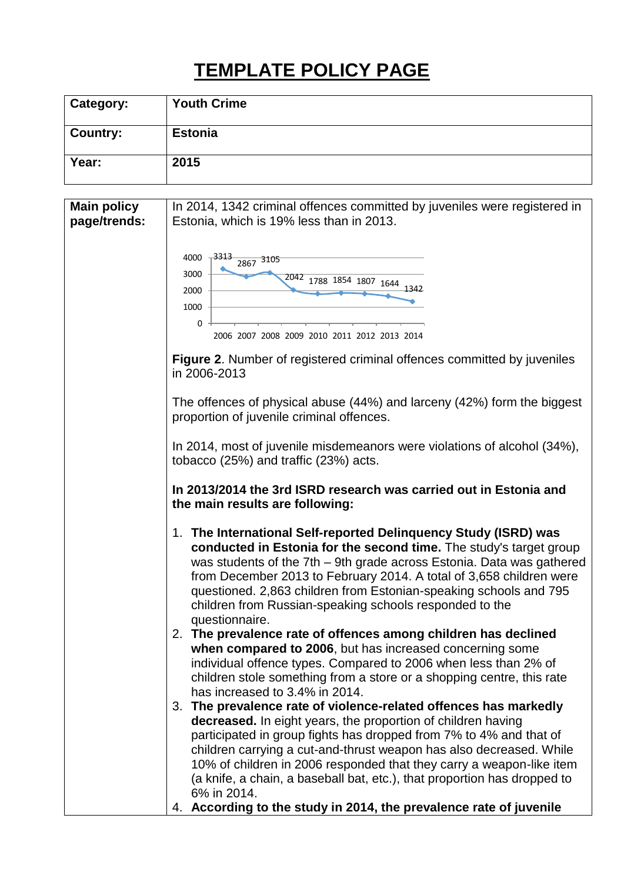# TEMPLATE POLICY PAGE

| Category: | Youth Crime |
|---|---|
| Country: | Estonia |
| Year: | 2015 |

**Main policy page/trends:**

In 2014, 1342 criminal offences committed by juveniles were registered in Estonia, which is 19% less than in 2013.

| Year | 2006 | 2007 | 2008 | 2009 | 2010 | 2011 | 2012 | 2013 | 2014 |
|---|---|---|---|---|---|---|---|---|---|
| Offences | 3313 | 2867 | 3105 | 2042 | 1788 | 1854 | 1807 | 1644 | 1342 |

**Figure 2**. Number of registered criminal offences committed by juveniles in 2006-2013

The offences of physical abuse (44%) and larceny (42%) form the biggest proportion of juvenile criminal offences.

In 2014, most of juvenile misdemeanors were violations of alcohol (34%), tobacco (25%) and traffic (23%) acts.

**In 2013/2014 the 3rd ISRD research was carried out in Estonia and the main results are following:**

1. **The International Self-reported Delinquency Study (ISRD) was conducted in Estonia for the second time.** The study's target group was students of the 7th – 9th grade across Estonia. Data was gathered from December 2013 to February 2014. A total of 3,658 children were questioned. 2,863 children from Estonian-speaking schools and 795 children from Russian-speaking schools responded to the questionnaire.
2. **The prevalence rate of offences among children has declined when compared to 2006**, but has increased concerning some individual offence types. Compared to 2006 when less than 2% of children stole something from a store or a shopping centre, this rate has increased to 3.4% in 2014.
3. **The prevalence rate of violence-related offences has markedly decreased.** In eight years, the proportion of children having participated in group fights has dropped from 7% to 4% and that of children carrying a cut-and-thrust weapon has also decreased. While 10% of children in 2006 responded that they carry a weapon-like item (a knife, a chain, a baseball bat, etc.), that proportion has dropped to 6% in 2014.
4. **According to the study in 2014, the prevalence rate of juvenile**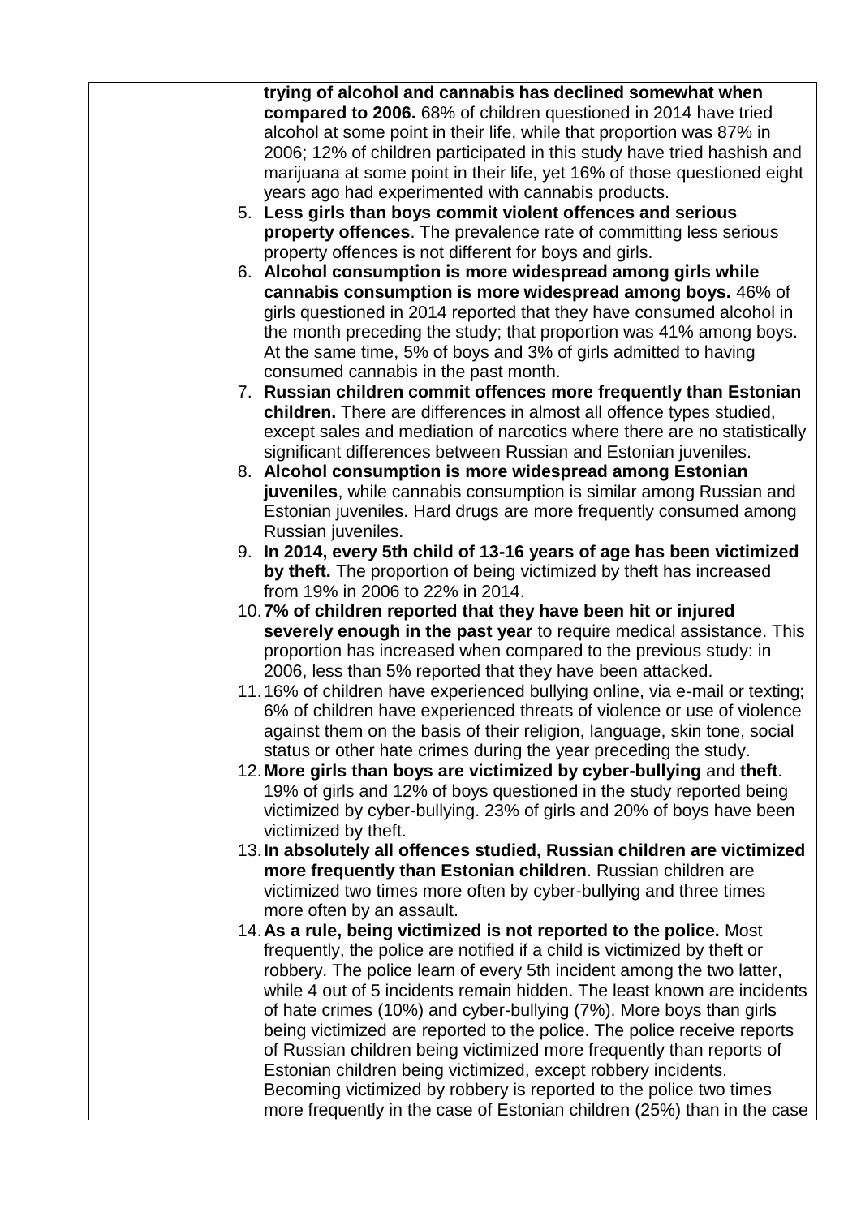**trying of alcohol and cannabis has declined somewhat when compared to 2006.** 68% of children questioned in 2014 have tried alcohol at some point in their life, while that proportion was 87% in 2006; 12% of children participated in this study have tried hashish and marijuana at some point in their life, yet 16% of those questioned eight years ago had experimented with cannabis products.

5. **Less girls than boys commit violent offences and serious property offences**. The prevalence rate of committing less serious property offences is not different for boys and girls.
6. **Alcohol consumption is more widespread among girls while cannabis consumption is more widespread among boys.** 46% of girls questioned in 2014 reported that they have consumed alcohol in the month preceding the study; that proportion was 41% among boys. At the same time, 5% of boys and 3% of girls admitted to having consumed cannabis in the past month.
7. **Russian children commit offences more frequently than Estonian children.** There are differences in almost all offence types studied, except sales and mediation of narcotics where there are no statistically significant differences between Russian and Estonian juveniles.
8. **Alcohol consumption is more widespread among Estonian juveniles**, while cannabis consumption is similar among Russian and Estonian juveniles. Hard drugs are more frequently consumed among Russian juveniles.
9. **In 2014, every 5th child of 13-16 years of age has been victimized by theft.** The proportion of being victimized by theft has increased from 19% in 2006 to 22% in 2014.
10. **7% of children reported that they have been hit or injured severely enough in the past year** to require medical assistance. This proportion has increased when compared to the previous study: in 2006, less than 5% reported that they have been attacked.
11. 16% of children have experienced bullying online, via e-mail or texting; 6% of children have experienced threats of violence or use of violence against them on the basis of their religion, language, skin tone, social status or other hate crimes during the year preceding the study.
12. **More girls than boys are victimized by cyber-bullying** and **theft**. 19% of girls and 12% of boys questioned in the study reported being victimized by cyber-bullying. 23% of girls and 20% of boys have been victimized by theft.
13. **In absolutely all offences studied, Russian children are victimized more frequently than Estonian children**. Russian children are victimized two times more often by cyber-bullying and three times more often by an assault.
14. **As a rule, being victimized is not reported to the police.** Most frequently, the police are notified if a child is victimized by theft or robbery. The police learn of every 5th incident among the two latter, while 4 out of 5 incidents remain hidden. The least known are incidents of hate crimes (10%) and cyber-bullying (7%). More boys than girls being victimized are reported to the police. The police receive reports of Russian children being victimized more frequently than reports of Estonian children being victimized, except robbery incidents. Becoming victimized by robbery is reported to the police two times more frequently in the case of Estonian children (25%) than in the case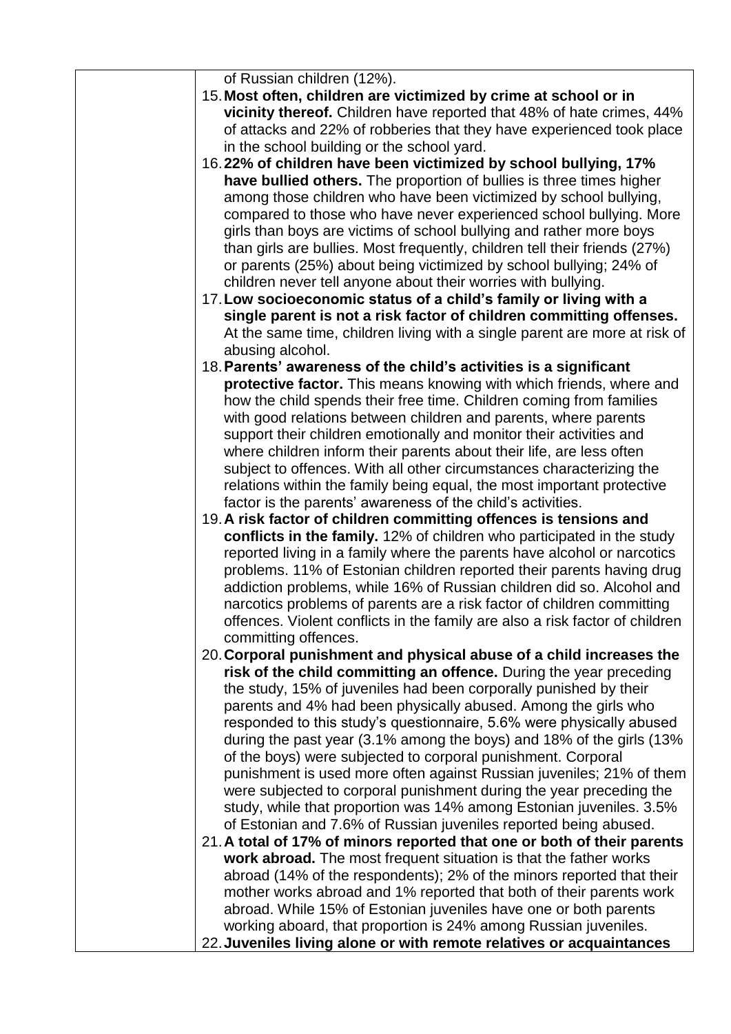of Russian children (12%).

15. **Most often, children are victimized by crime at school or in vicinity thereof.** Children have reported that 48% of hate crimes, 44% of attacks and 22% of robberies that they have experienced took place in the school building or the school yard.
16. **22% of children have been victimized by school bullying, 17% have bullied others.** The proportion of bullies is three times higher among those children who have been victimized by school bullying, compared to those who have never experienced school bullying. More girls than boys are victims of school bullying and rather more boys than girls are bullies. Most frequently, children tell their friends (27%) or parents (25%) about being victimized by school bullying; 24% of children never tell anyone about their worries with bullying.
17. **Low socioeconomic status of a child's family or living with a single parent is not a risk factor of children committing offenses.** At the same time, children living with a single parent are more at risk of abusing alcohol.
18. **Parents' awareness of the child's activities is a significant protective factor.** This means knowing with which friends, where and how the child spends their free time. Children coming from families with good relations between children and parents, where parents support their children emotionally and monitor their activities and where children inform their parents about their life, are less often subject to offences. With all other circumstances characterizing the relations within the family being equal, the most important protective factor is the parents' awareness of the child's activities.
19. **A risk factor of children committing offences is tensions and conflicts in the family.** 12% of children who participated in the study reported living in a family where the parents have alcohol or narcotics problems. 11% of Estonian children reported their parents having drug addiction problems, while 16% of Russian children did so. Alcohol and narcotics problems of parents are a risk factor of children committing offences. Violent conflicts in the family are also a risk factor of children committing offences.
20. **Corporal punishment and physical abuse of a child increases the risk of the child committing an offence.** During the year preceding the study, 15% of juveniles had been corporally punished by their parents and 4% had been physically abused. Among the girls who responded to this study's questionnaire, 5.6% were physically abused during the past year (3.1% among the boys) and 18% of the girls (13% of the boys) were subjected to corporal punishment. Corporal punishment is used more often against Russian juveniles; 21% of them were subjected to corporal punishment during the year preceding the study, while that proportion was 14% among Estonian juveniles. 3.5% of Estonian and 7.6% of Russian juveniles reported being abused.
21. **A total of 17% of minors reported that one or both of their parents work abroad.** The most frequent situation is that the father works abroad (14% of the respondents); 2% of the minors reported that their mother works abroad and 1% reported that both of their parents work abroad. While 15% of Estonian juveniles have one or both parents working aboard, that proportion is 24% among Russian juveniles.
22. **Juveniles living alone or with remote relatives or acquaintances**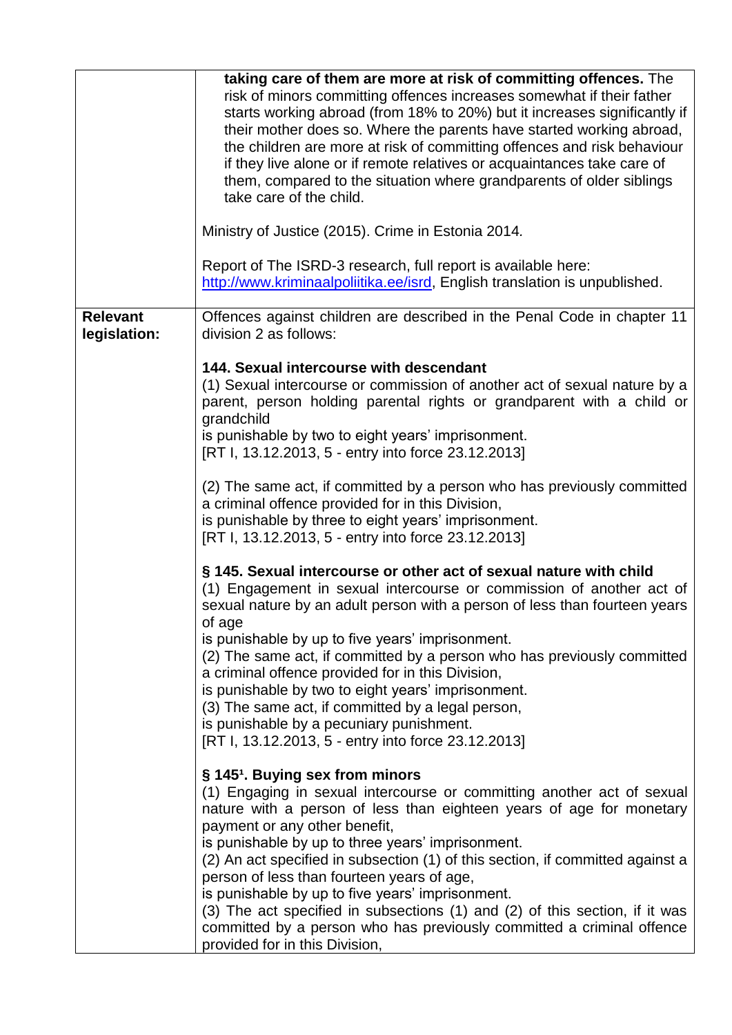| | |
|---|---|
| | **taking care of them are more at risk of committing offences.** The risk of minors committing offences increases somewhat if their father starts working abroad (from 18% to 20%) but it increases significantly if their mother does so. Where the parents have started working abroad, the children are more at risk of committing offences and risk behaviour if they live alone or if remote relatives or acquaintances take care of them, compared to the situation where grandparents of older siblings take care of the child.<br><br>Ministry of Justice (2015). Crime in Estonia 2014.<br><br>Report of The ISRD-3 research, full report is available here: [http://www.kriminaalpoliitika.ee/isrd](http://www.kriminaalpoliitika.ee/isrd), English translation is unpublished. |
| **Relevant legislation:** | Offences against children are described in the Penal Code in chapter 11 division 2 as follows:<br><br>**144. Sexual intercourse with descendant**<br>(1) Sexual intercourse or commission of another act of sexual nature by a parent, person holding parental rights or grandparent with a child or grandchild<br>is punishable by two to eight years' imprisonment.<br>[RT I, 13.12.2013, 5 - entry into force 23.12.2013]<br><br>(2) The same act, if committed by a person who has previously committed a criminal offence provided for in this Division,<br>is punishable by three to eight years' imprisonment.<br>[RT I, 13.12.2013, 5 - entry into force 23.12.2013]<br><br>**§ 145. Sexual intercourse or other act of sexual nature with child**<br>(1) Engagement in sexual intercourse or commission of another act of sexual nature by an adult person with a person of less than fourteen years of age<br>is punishable by up to five years' imprisonment.<br>(2) The same act, if committed by a person who has previously committed a criminal offence provided for in this Division,<br>is punishable by two to eight years' imprisonment.<br>(3) The same act, if committed by a legal person,<br>is punishable by a pecuniary punishment.<br>[RT I, 13.12.2013, 5 - entry into force 23.12.2013]<br><br>**§ 145[1]. Buying sex from minors**<br>(1) Engaging in sexual intercourse or committing another act of sexual nature with a person of less than eighteen years of age for monetary payment or any other benefit,<br>is punishable by up to three years' imprisonment.<br>(2) An act specified in subsection (1) of this section, if committed against a person of less than fourteen years of age,<br>is punishable by up to five years' imprisonment.<br>(3) The act specified in subsections (1) and (2) of this section, if it was committed by a person who has previously committed a criminal offence provided for in this Division, |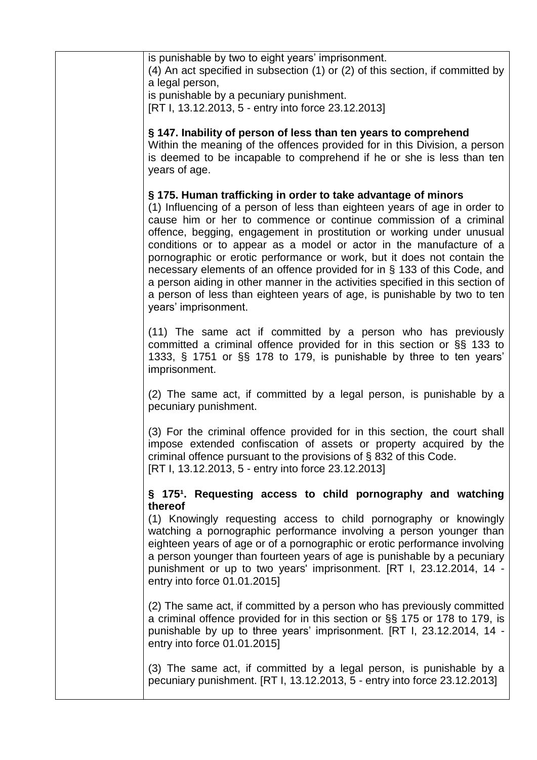is punishable by two to eight years' imprisonment.

(4) An act specified in subsection (1) or (2) of this section, if committed by a legal person,
is punishable by a pecuniary punishment.
[RT I, 13.12.2013, 5 - entry into force 23.12.2013]

**§ 147. Inability of person of less than ten years to comprehend**

Within the meaning of the offences provided for in this Division, a person is deemed to be incapable to comprehend if he or she is less than ten years of age.

**§ 175. Human trafficking in order to take advantage of minors**

(1) Influencing of a person of less than eighteen years of age in order to cause him or her to commence or continue commission of a criminal offence, begging, engagement in prostitution or working under unusual conditions or to appear as a model or actor in the manufacture of a pornographic or erotic performance or work, but it does not contain the necessary elements of an offence provided for in § 133 of this Code, and a person aiding in other manner in the activities specified in this section of a person of less than eighteen years of age, is punishable by two to ten years' imprisonment.

(11) The same act if committed by a person who has previously committed a criminal offence provided for in this section or §§ 133 to 1333, § 1751 or §§ 178 to 179, is punishable by three to ten years' imprisonment.

(2) The same act, if committed by a legal person, is punishable by a pecuniary punishment.

(3) For the criminal offence provided for in this section, the court shall impose extended confiscation of assets or property acquired by the criminal offence pursuant to the provisions of § 832 of this Code.
[RT I, 13.12.2013, 5 - entry into force 23.12.2013]

**§ 175[1]. Requesting access to child pornography and watching thereof**

(1) Knowingly requesting access to child pornography or knowingly watching a pornographic performance involving a person younger than eighteen years of age or of a pornographic or erotic performance involving a person younger than fourteen years of age is punishable by a pecuniary punishment or up to two years' imprisonment. [RT I, 23.12.2014, 14 - entry into force 01.01.2015]

(2) The same act, if committed by a person who has previously committed a criminal offence provided for in this section or §§ 175 or 178 to 179, is punishable by up to three years' imprisonment. [RT I, 23.12.2014, 14 - entry into force 01.01.2015]

(3) The same act, if committed by a legal person, is punishable by a pecuniary punishment. [RT I, 13.12.2013, 5 - entry into force 23.12.2013]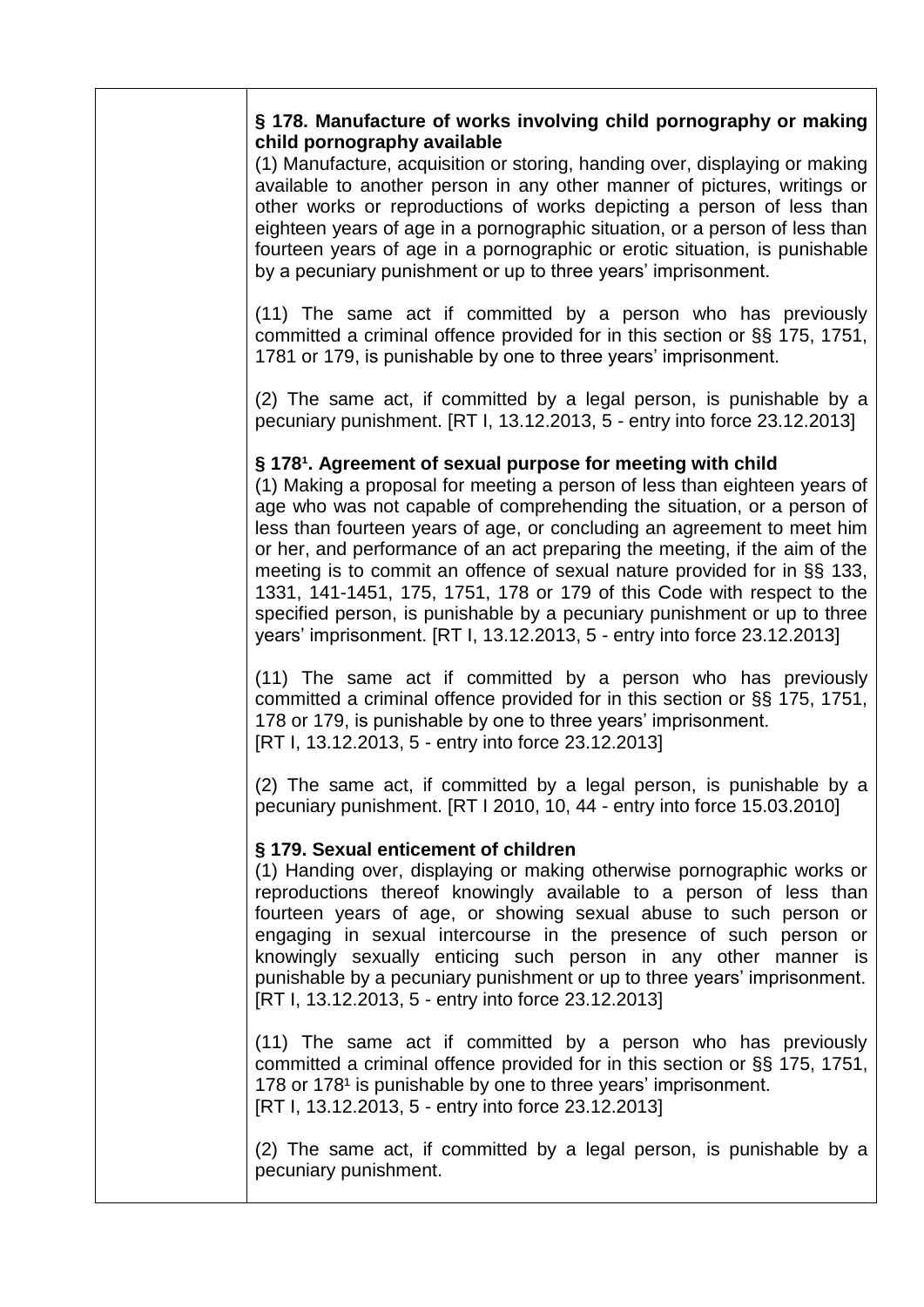| | |
|---|---|
| | **§ 178. Manufacture of works involving child pornography or making child pornography available**<br>(1) Manufacture, acquisition or storing, handing over, displaying or making available to another person in any other manner of pictures, writings or other works or reproductions of works depicting a person of less than eighteen years of age in a pornographic situation, or a person of less than fourteen years of age in a pornographic or erotic situation, is punishable by a pecuniary punishment or up to three years' imprisonment.<br><br>(11) The same act if committed by a person who has previously committed a criminal offence provided for in this section or §§ 175, 1751, 1781 or 179, is punishable by one to three years' imprisonment.<br><br>(2) The same act, if committed by a legal person, is punishable by a pecuniary punishment. [RT I, 13.12.2013, 5 - entry into force 23.12.2013]<br><br>**§ 178[1]. Agreement of sexual purpose for meeting with child**<br>(1) Making a proposal for meeting a person of less than eighteen years of age who was not capable of comprehending the situation, or a person of less than fourteen years of age, or concluding an agreement to meet him or her, and performance of an act preparing the meeting, if the aim of the meeting is to commit an offence of sexual nature provided for in §§ 133, 1331, 141-1451, 175, 1751, 178 or 179 of this Code with respect to the specified person, is punishable by a pecuniary punishment or up to three years' imprisonment. [RT I, 13.12.2013, 5 - entry into force 23.12.2013]<br><br>(11) The same act if committed by a person who has previously committed a criminal offence provided for in this section or §§ 175, 1751, 178 or 179, is punishable by one to three years' imprisonment.<br>[RT I, 13.12.2013, 5 - entry into force 23.12.2013]<br><br>(2) The same act, if committed by a legal person, is punishable by a pecuniary punishment. [RT I 2010, 10, 44 - entry into force 15.03.2010]<br><br>**§ 179. Sexual enticement of children**<br>(1) Handing over, displaying or making otherwise pornographic works or reproductions thereof knowingly available to a person of less than fourteen years of age, or showing sexual abuse to such person or engaging in sexual intercourse in the presence of such person or knowingly sexually enticing such person in any other manner is punishable by a pecuniary punishment or up to three years' imprisonment.<br>[RT I, 13.12.2013, 5 - entry into force 23.12.2013]<br><br>(11) The same act if committed by a person who has previously committed a criminal offence provided for in this section or §§ 175, 1751, 178 or 178[1] is punishable by one to three years' imprisonment.<br>[RT I, 13.12.2013, 5 - entry into force 23.12.2013]<br><br>(2) The same act, if committed by a legal person, is punishable by a pecuniary punishment. |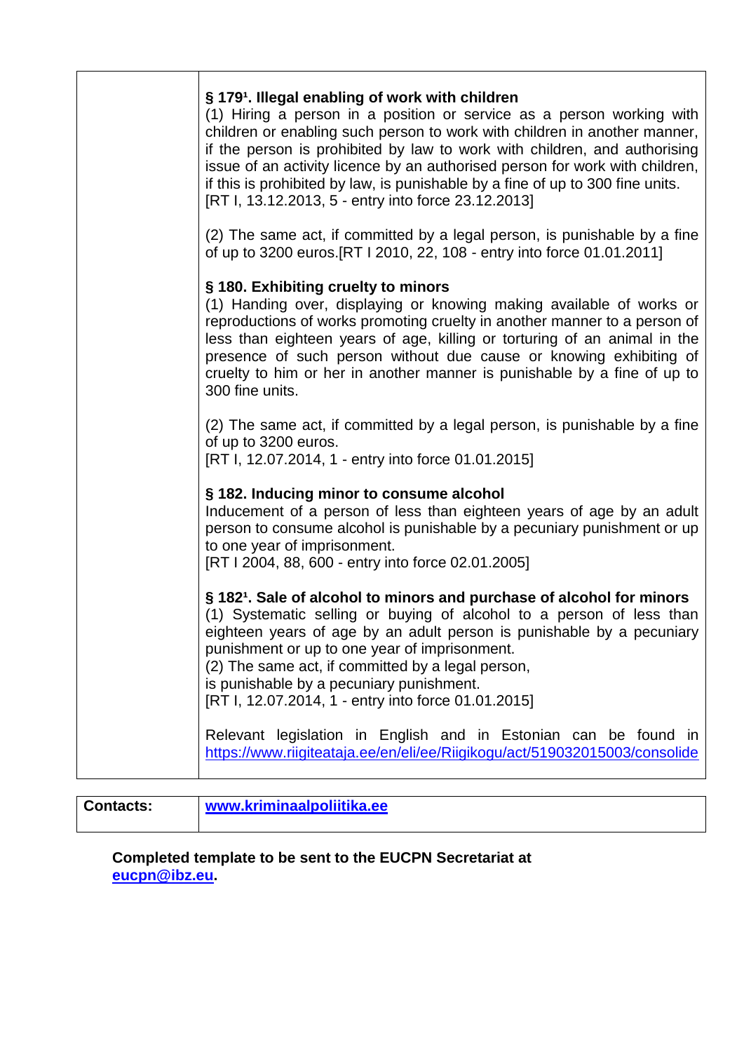| | |
|---|---|
| | **§ 179¹. Illegal enabling of work with children**<br>(1) Hiring a person in a position or service as a person working with children or enabling such person to work with children in another manner, if the person is prohibited by law to work with children, and authorising issue of an activity licence by an authorised person for work with children, if this is prohibited by law, is punishable by a fine of up to 300 fine units.<br>[RT I, 13.12.2013, 5 - entry into force 23.12.2013]<br><br>(2) The same act, if committed by a legal person, is punishable by a fine of up to 3200 euros.[RT I 2010, 22, 108 - entry into force 01.01.2011]<br><br>**§ 180. Exhibiting cruelty to minors**<br>(1) Handing over, displaying or knowing making available of works or reproductions of works promoting cruelty in another manner to a person of less than eighteen years of age, killing or torturing of an animal in the presence of such person without due cause or knowing exhibiting of cruelty to him or her in another manner is punishable by a fine of up to 300 fine units.<br><br>(2) The same act, if committed by a legal person, is punishable by a fine of up to 3200 euros.<br>[RT I, 12.07.2014, 1 - entry into force 01.01.2015]<br><br>**§ 182. Inducing minor to consume alcohol**<br>Inducement of a person of less than eighteen years of age by an adult person to consume alcohol is punishable by a pecuniary punishment or up to one year of imprisonment.<br>[RT I 2004, 88, 600 - entry into force 02.01.2005]<br><br>**§ 182¹. Sale of alcohol to minors and purchase of alcohol for minors**<br>(1) Systematic selling or buying of alcohol to a person of less than eighteen years of age by an adult person is punishable by a pecuniary punishment or up to one year of imprisonment.<br>(2) The same act, if committed by a legal person,<br>is punishable by a pecuniary punishment.<br>[RT I, 12.07.2014, 1 - entry into force 01.01.2015]<br><br>Relevant legislation in English and in Estonian can be found in https://www.riigiteataja.ee/en/eli/ee/Riigikogu/act/519032015003/consolide |

| | |
|---|---|
| **Contacts:** | **www.kriminaalpoliitika.ee** |

**Completed template to be sent to the EUCPN Secretariat at eucpn@ibz.eu.**